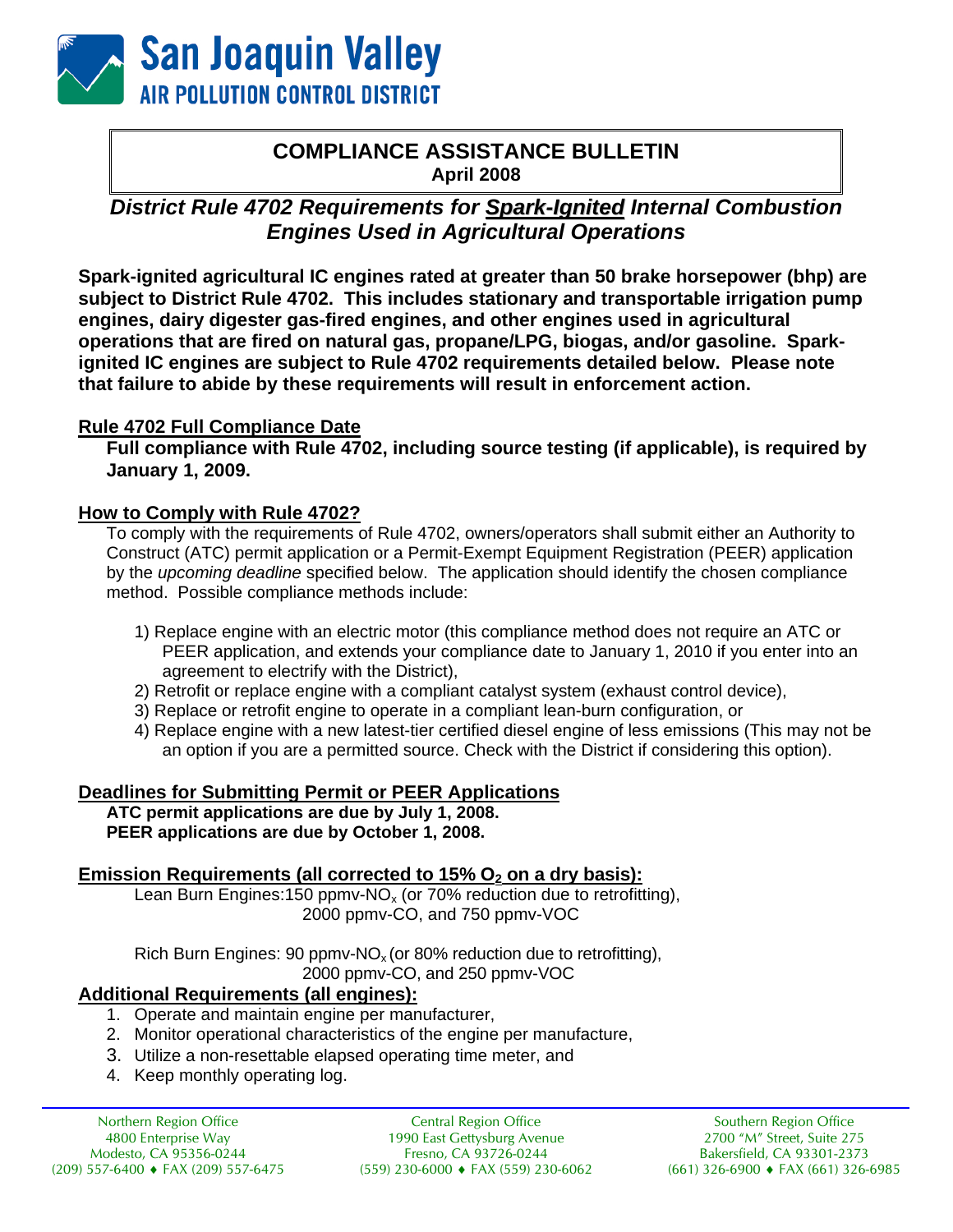# San Joaquin Valley

AIR POLLUTION CONTROL DISTRICT

## COMPLIANCE ASSISTANCE BULLETIN

**April 2008**

## *District Rule 4702 Requirements for **Spark-Ignited** Internal Combustion Engines Used in Agricultural Operations*

**Spark-ignited agricultural IC engines rated at greater than 50 brake horsepower (bhp) are subject to District Rule 4702. This includes stationary and transportable irrigation pump engines, dairy digester gas-fired engines, and other engines used in agricultural operations that are fired on natural gas, propane/LPG, biogas, and/or gasoline. Spark-ignited IC engines are subject to Rule 4702 requirements detailed below. Please note that failure to abide by these requirements will result in enforcement action.**

### Rule 4702 Full Compliance Date

**Full compliance with Rule 4702, including source testing (if applicable), is required by January 1, 2009.**

### How to Comply with Rule 4702?

To comply with the requirements of Rule 4702, owners/operators shall submit either an Authority to Construct (ATC) permit application or a Permit-Exempt Equipment Registration (PEER) application by the *upcoming deadline* specified below. The application should identify the chosen compliance method. Possible compliance methods include:

1) Replace engine with an electric motor (this compliance method does not require an ATC or PEER application, and extends your compliance date to January 1, 2010 if you enter into an agreement to electrify with the District),
2) Retrofit or replace engine with a compliant catalyst system (exhaust control device),
3) Replace or retrofit engine to operate in a compliant lean-burn configuration, or
4) Replace engine with a new latest-tier certified diesel engine of less emissions (This may not be an option if you are a permitted source. Check with the District if considering this option).

### Deadlines for Submitting Permit or PEER Applications

**ATC permit applications are due by July 1, 2008.**
**PEER applications are due by October 1, 2008.**

### Emission Requirements (all corrected to 15% $O_2$ on a dry basis):

Lean Burn Engines: 150 ppmv-$NO_x$ (or 70% reduction due to retrofitting), 2000 ppmv-CO, and 750 ppmv-VOC

Rich Burn Engines: 90 ppmv-$NO_x$ (or 80% reduction due to retrofitting), 2000 ppmv-CO, and 250 ppmv-VOC

### Additional Requirements (all engines):

1. Operate and maintain engine per manufacturer,
2. Monitor operational characteristics of the engine per manufacture,
3. Utilize a non-resettable elapsed operating time meter, and
4. Keep monthly operating log.

Northern Region Office
4800 Enterprise Way
Modesto, CA 95356-0244
(209) 557-6400 ♦ FAX (209) 557-6475

Central Region Office
1990 East Gettysburg Avenue
Fresno, CA 93726-0244
(559) 230-6000 ♦ FAX (559) 230-6062

Southern Region Office
2700 "M" Street, Suite 275
Bakersfield, CA 93301-2373
(661) 326-6900 ♦ FAX (661) 326-6985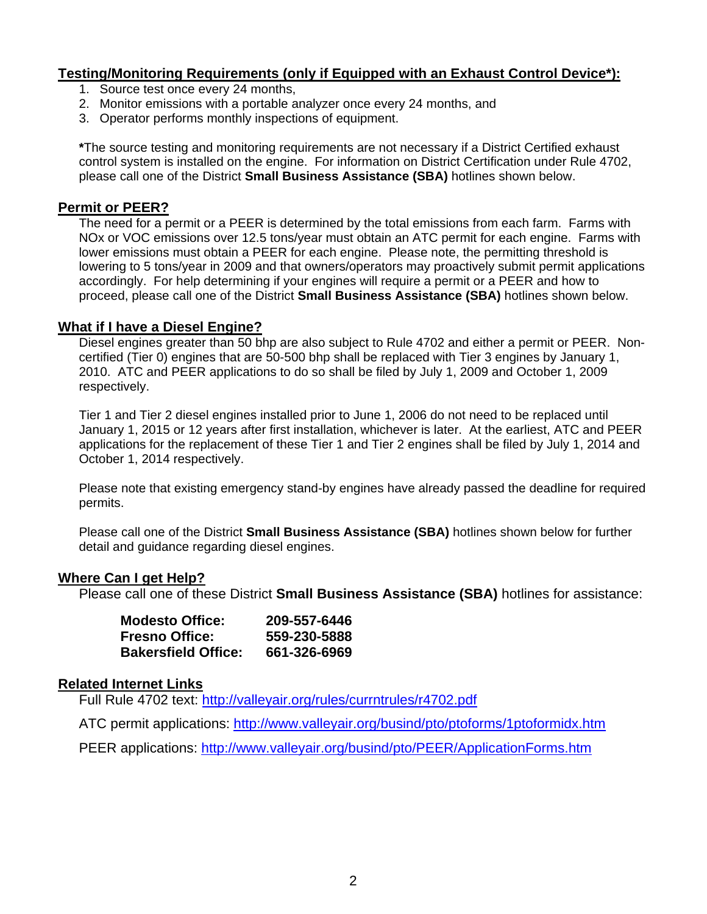## Testing/Monitoring Requirements (only if Equipped with an Exhaust Control Device*):

1. Source test once every 24 months,
2. Monitor emissions with a portable analyzer once every 24 months, and
3. Operator performs monthly inspections of equipment.

**\***The source testing and monitoring requirements are not necessary if a District Certified exhaust control system is installed on the engine. For information on District Certification under Rule 4702, please call one of the District **Small Business Assistance (SBA)** hotlines shown below.

## Permit or PEER?

The need for a permit or a PEER is determined by the total emissions from each farm. Farms with NOx or VOC emissions over 12.5 tons/year must obtain an ATC permit for each engine. Farms with lower emissions must obtain a PEER for each engine. Please note, the permitting threshold is lowering to 5 tons/year in 2009 and that owners/operators may proactively submit permit applications accordingly. For help determining if your engines will require a permit or a PEER and how to proceed, please call one of the District **Small Business Assistance (SBA)** hotlines shown below.

## What if I have a Diesel Engine?

Diesel engines greater than 50 bhp are also subject to Rule 4702 and either a permit or PEER. Non-certified (Tier 0) engines that are 50-500 bhp shall be replaced with Tier 3 engines by January 1, 2010. ATC and PEER applications to do so shall be filed by July 1, 2009 and October 1, 2009 respectively.

Tier 1 and Tier 2 diesel engines installed prior to June 1, 2006 do not need to be replaced until January 1, 2015 or 12 years after first installation, whichever is later. At the earliest, ATC and PEER applications for the replacement of these Tier 1 and Tier 2 engines shall be filed by July 1, 2014 and October 1, 2014 respectively.

Please note that existing emergency stand-by engines have already passed the deadline for required permits.

Please call one of the District **Small Business Assistance (SBA)** hotlines shown below for further detail and guidance regarding diesel engines.

## Where Can I get Help?

Please call one of these District **Small Business Assistance (SBA)** hotlines for assistance:

| | |
|---|---|
| **Modesto Office:** | **209-557-6446** |
| **Fresno Office:** | **559-230-5888** |
| **Bakersfield Office:** | **661-326-6969** |

## Related Internet Links

Full Rule 4702 text: http://valleyair.org/rules/currntrules/r4702.pdf

ATC permit applications: http://www.valleyair.org/busind/pto/ptoforms/1ptoformidx.htm

PEER applications: http://www.valleyair.org/busind/pto/PEER/ApplicationForms.htm